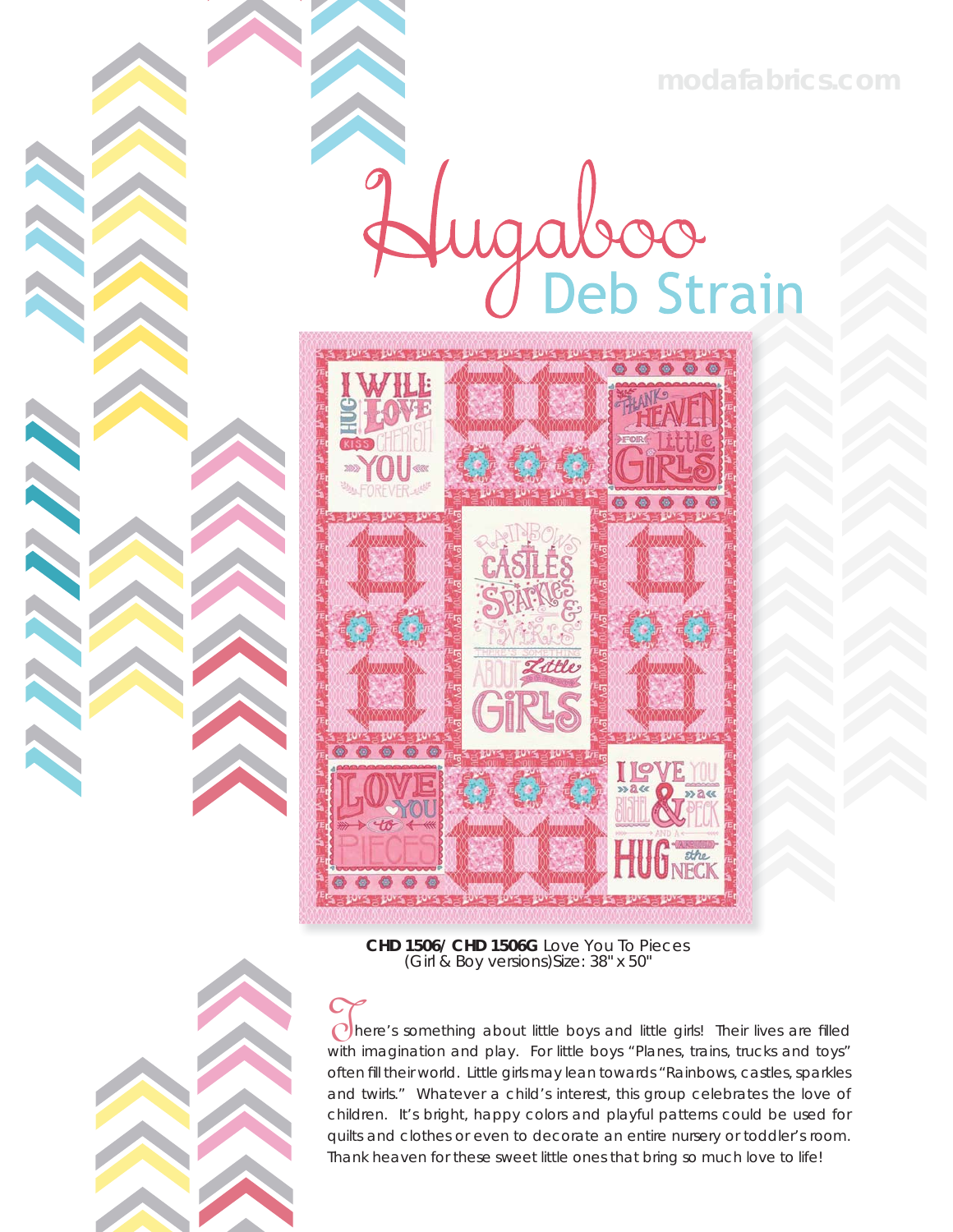modafabrics.com

# Hugaboo

## Deb Strain

**CHD 1506/ CHD 1506G** Love You To Pieces
(Girl & Boy versions)Size: 38" x 50"

There's something about little boys and little girls! Their lives are filled with imagination and play. For little boys "Planes, trains, trucks and toys" often fill their world. Little girls may lean towards "Rainbows, castles, sparkles and twirls." Whatever a child's interest, this group celebrates the love of children. It's bright, happy colors and playful patterns could be used for quilts and clothes or even to decorate an entire nursery or toddler's room. Thank heaven for these sweet little ones that bring so much love to life!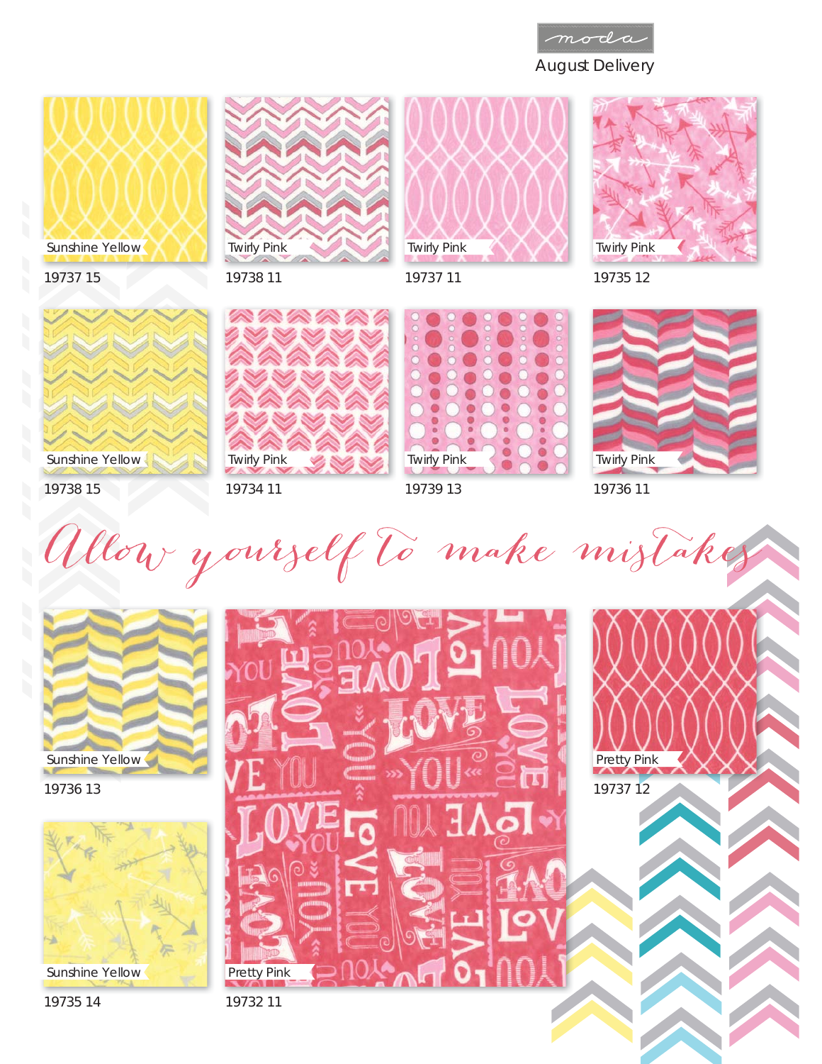moda

August Delivery

Sunshine Yellow
19737 15

Twirly Pink
19738 11

Twirly Pink
19737 11

Twirly Pink
19735 12

Sunshine Yellow
19738 15

Twirly Pink
19734 11

Twirly Pink
19739 13

Twirly Pink
19736 11

*Allow yourself to make mistakes*

Sunshine Yellow
19736 13

Pretty Pink
19732 11

Pretty Pink
19737 12

Sunshine Yellow
19735 14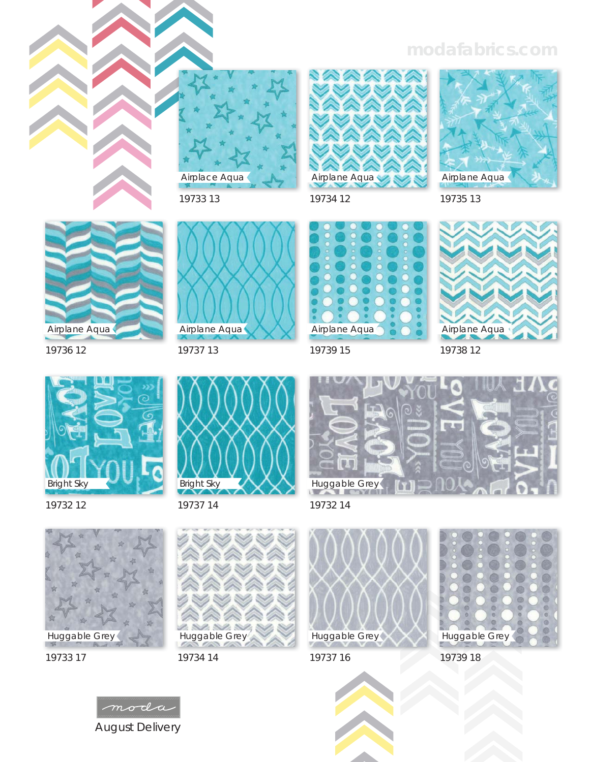modafabrics.com

Airplace Aqua
19733 13

Airplane Aqua
19734 12

Airplane Aqua
19735 13

Airplane Aqua
19736 12

Airplane Aqua
19737 13

Airplane Aqua
19739 15

Airplane Aqua
19738 12

Bright Sky
19732 12

Bright Sky
19737 14

Huggable Grey
19732 14

Huggable Grey
19733 17

Huggable Grey
19734 14

Huggable Grey
19737 16

Huggable Grey
19739 18

moda

August Delivery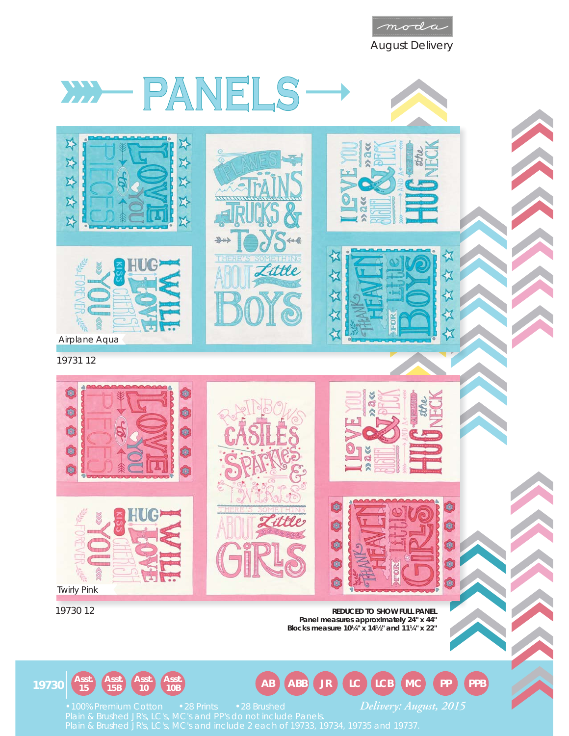moda

August Delivery

# PANELS

Airplane Aqua

19731 12

Twirly Pink

19730 12

**REDUCED TO SHOW FULL PANEL**
**Panel measures approximately 24" x 44"**
**Blocks measure 10¼" x 14½" and 11¼" x 22"**

19730 Asst 15 Asst 15B Asst 10 Asst 10B

AB ABB JR LC LCB MC PP PPB

• 100% Premium Cotton • 28 Prints • 28 Brushed

*Delivery: August, 2015*

Plain & Brushed JR's, LC's, MC's and PP's do not include Panels.
Plain & Brushed JR's, LC's, MC's and include 2 each of 19733, 19734, 19735 and 19737.